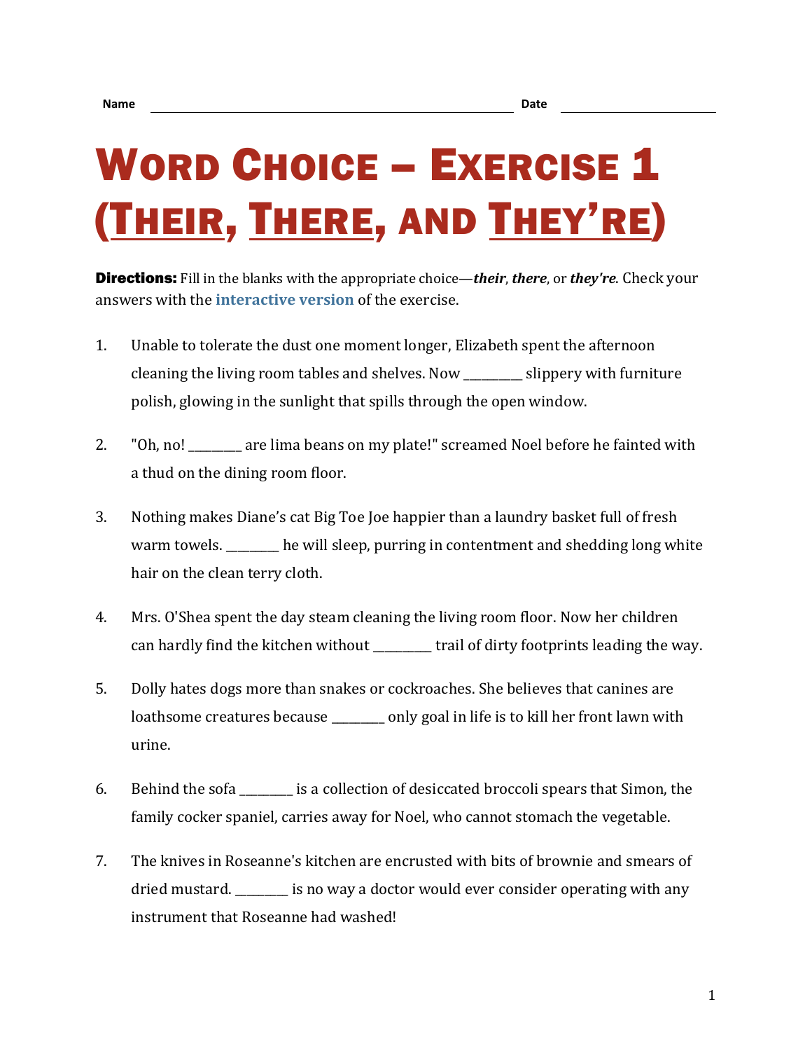Name ______________________________ Date ______________

# Word Choice – Exercise 1 (Their, There, and They're)

**Directions:** Fill in the blanks with the appropriate choice—***their***, ***there***, or ***they're***. Check your answers with the interactive version of the exercise.

1. Unable to tolerate the dust one moment longer, Elizabeth spent the afternoon cleaning the living room tables and shelves. Now _________ slippery with furniture polish, glowing in the sunlight that spills through the open window.

2. "Oh, no! ________ are lima beans on my plate!" screamed Noel before he fainted with a thud on the dining room floor.

3. Nothing makes Diane's cat Big Toe Joe happier than a laundry basket full of fresh warm towels. ________ he will sleep, purring in contentment and shedding long white hair on the clean terry cloth.

4. Mrs. O'Shea spent the day steam cleaning the living room floor. Now her children can hardly find the kitchen without _________ trail of dirty footprints leading the way.

5. Dolly hates dogs more than snakes or cockroaches. She believes that canines are loathsome creatures because ________ only goal in life is to kill her front lawn with urine.

6. Behind the sofa ________ is a collection of desiccated broccoli spears that Simon, the family cocker spaniel, carries away for Noel, who cannot stomach the vegetable.

7. The knives in Roseanne's kitchen are encrusted with bits of brownie and smears of dried mustard. ________ is no way a doctor would ever consider operating with any instrument that Roseanne had washed!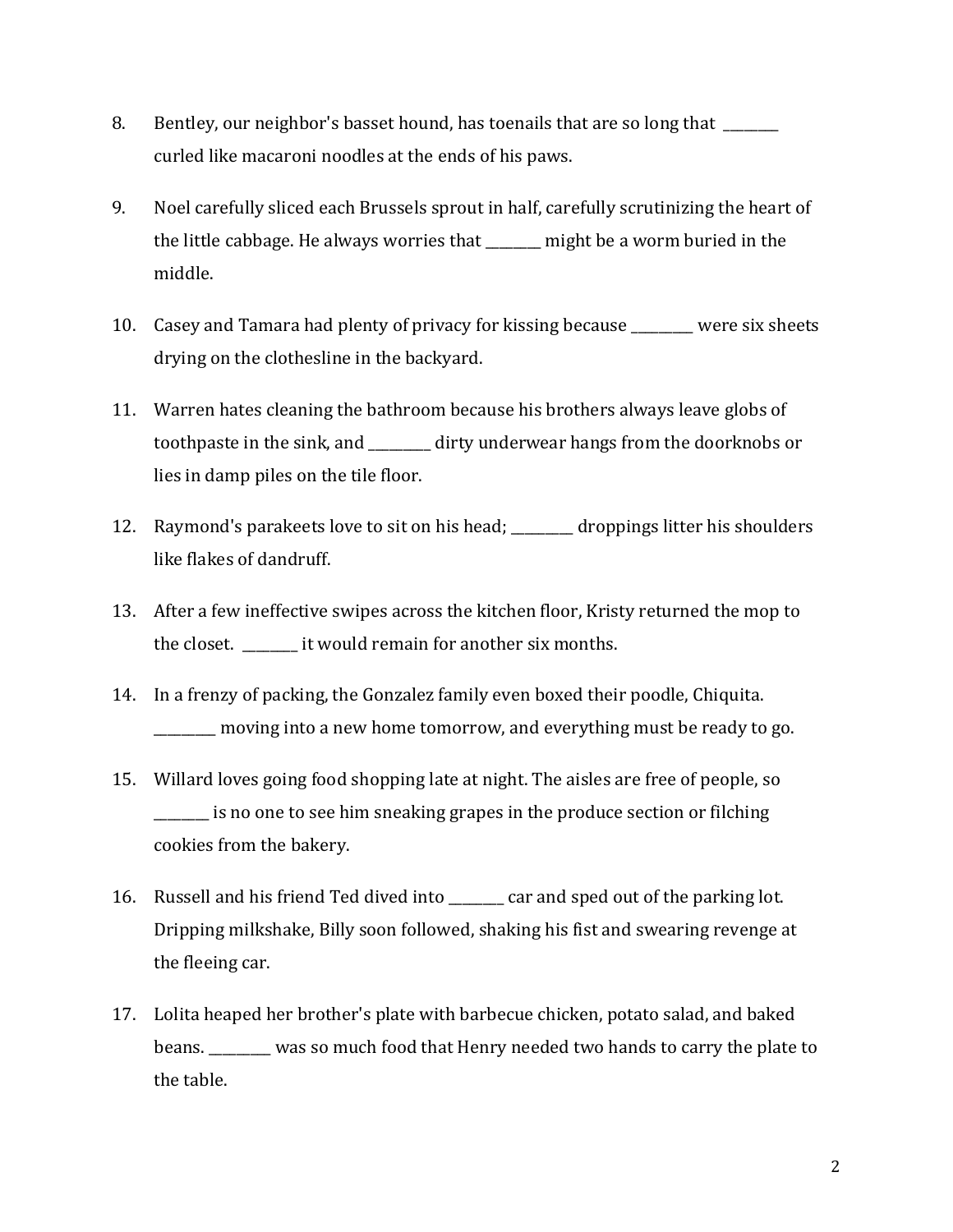8. Bentley, our neighbor's basset hound, has toenails that are so long that ________ curled like macaroni noodles at the ends of his paws.

9. Noel carefully sliced each Brussels sprout in half, carefully scrutinizing the heart of the little cabbage. He always worries that ________ might be a worm buried in the middle.

10. Casey and Tamara had plenty of privacy for kissing because _________ were six sheets drying on the clothesline in the backyard.

11. Warren hates cleaning the bathroom because his brothers always leave globs of toothpaste in the sink, and _________ dirty underwear hangs from the doorknobs or lies in damp piles on the tile floor.

12. Raymond's parakeets love to sit on his head; _________ droppings litter his shoulders like flakes of dandruff.

13. After a few ineffective swipes across the kitchen floor, Kristy returned the mop to the closet. ________ it would remain for another six months.

14. In a frenzy of packing, the Gonzalez family even boxed their poodle, Chiquita. _________ moving into a new home tomorrow, and everything must be ready to go.

15. Willard loves going food shopping late at night. The aisles are free of people, so ________ is no one to see him sneaking grapes in the produce section or filching cookies from the bakery.

16. Russell and his friend Ted dived into ________ car and sped out of the parking lot. Dripping milkshake, Billy soon followed, shaking his fist and swearing revenge at the fleeing car.

17. Lolita heaped her brother's plate with barbecue chicken, potato salad, and baked beans. _________ was so much food that Henry needed two hands to carry the plate to the table.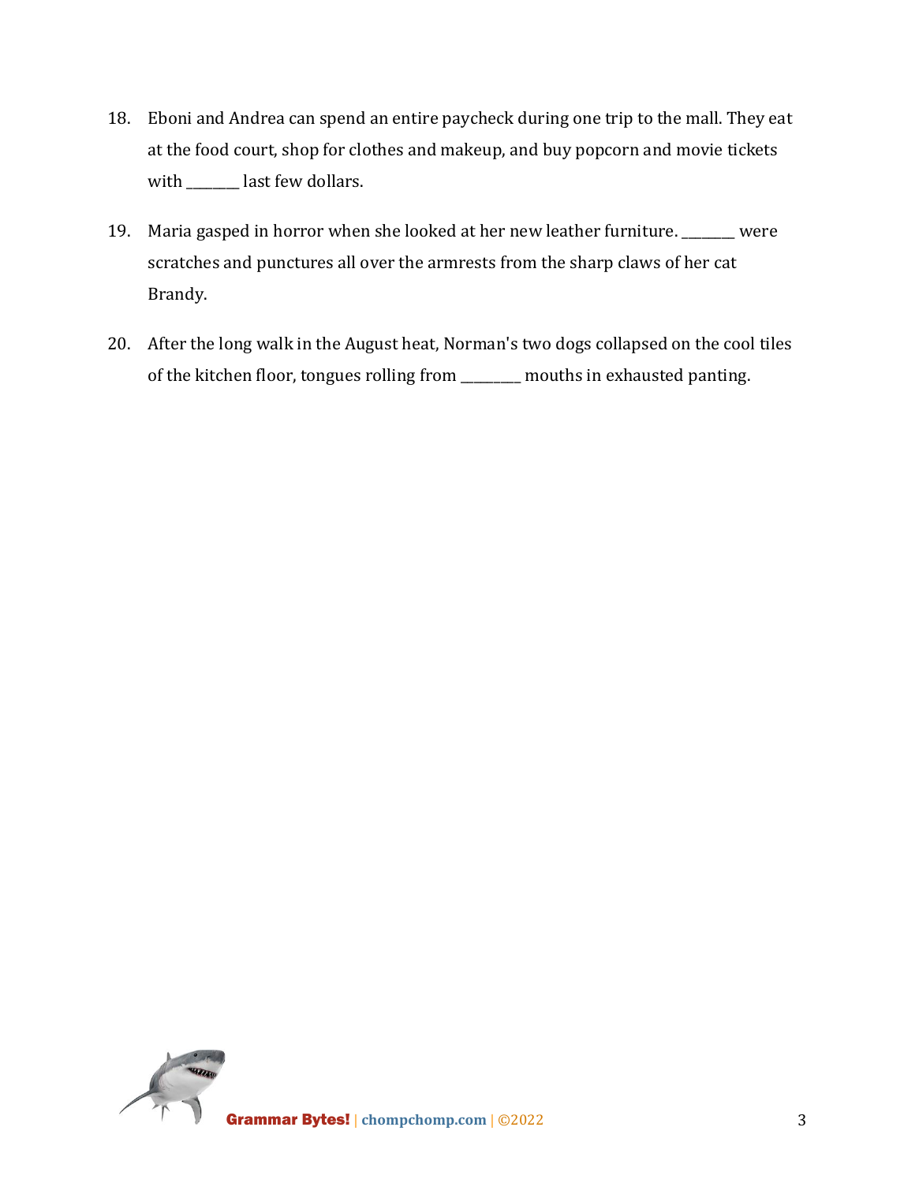18. Eboni and Andrea can spend an entire paycheck during one trip to the mall. They eat at the food court, shop for clothes and makeup, and buy popcorn and movie tickets with ________ last few dollars.

19. Maria gasped in horror when she looked at her new leather furniture. ________ were scratches and punctures all over the armrests from the sharp claws of her cat Brandy.

20. After the long walk in the August heat, Norman's two dogs collapsed on the cool tiles of the kitchen floor, tongues rolling from _________ mouths in exhausted panting.